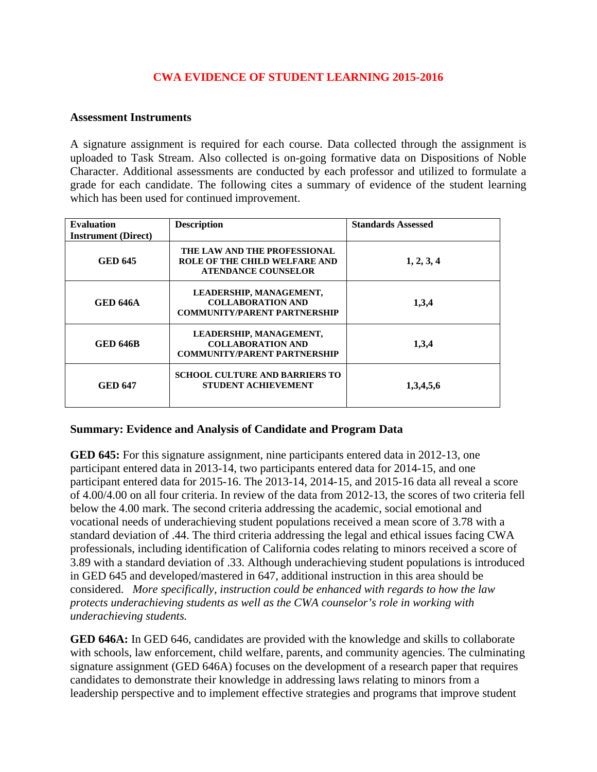# CWA EVIDENCE OF STUDENT LEARNING 2015-2016

### Assessment Instruments

A signature assignment is required for each course. Data collected through the assignment is uploaded to Task Stream. Also collected is on-going formative data on Dispositions of Noble Character. Additional assessments are conducted by each professor and utilized to formulate a grade for each candidate. The following cites a summary of evidence of the student learning which has been used for continued improvement.

| Evaluation Instrument (Direct) | Description | Standards Assessed |
|---|---|---|
| **GED 645** | **THE LAW AND THE PROFESSIONAL ROLE OF THE CHILD WELFARE AND ATENDANCE COUNSELOR** | **1, 2, 3, 4** |
| **GED 646A** | **LEADERSHIP, MANAGEMENT, COLLABORATION AND COMMUNITY/PARENT PARTNERSHIP** | **1,3,4** |
| **GED 646B** | **LEADERSHIP, MANAGEMENT, COLLABORATION AND COMMUNITY/PARENT PARTNERSHIP** | **1,3,4** |
| **GED 647** | **SCHOOL CULTURE AND BARRIERS TO STUDENT ACHIEVEMENT** | **1,3,4,5,6** |

### Summary: Evidence and Analysis of Candidate and Program Data

**GED 645:** For this signature assignment, nine participants entered data in 2012-13, one participant entered data in 2013-14, two participants entered data for 2014-15, and one participant entered data for 2015-16. The 2013-14, 2014-15, and 2015-16 data all reveal a score of 4.00/4.00 on all four criteria. In review of the data from 2012-13, the scores of two criteria fell below the 4.00 mark. The second criteria addressing the academic, social emotional and vocational needs of underachieving student populations received a mean score of 3.78 with a standard deviation of .44. The third criteria addressing the legal and ethical issues facing CWA professionals, including identification of California codes relating to minors received a score of 3.89 with a standard deviation of .33. Although underachieving student populations is introduced in GED 645 and developed/mastered in 647, additional instruction in this area should be considered. *More specifically, instruction could be enhanced with regards to how the law protects underachieving students as well as the CWA counselor's role in working with underachieving students.*

**GED 646A:** In GED 646, candidates are provided with the knowledge and skills to collaborate with schools, law enforcement, child welfare, parents, and community agencies. The culminating signature assignment (GED 646A) focuses on the development of a research paper that requires candidates to demonstrate their knowledge in addressing laws relating to minors from a leadership perspective and to implement effective strategies and programs that improve student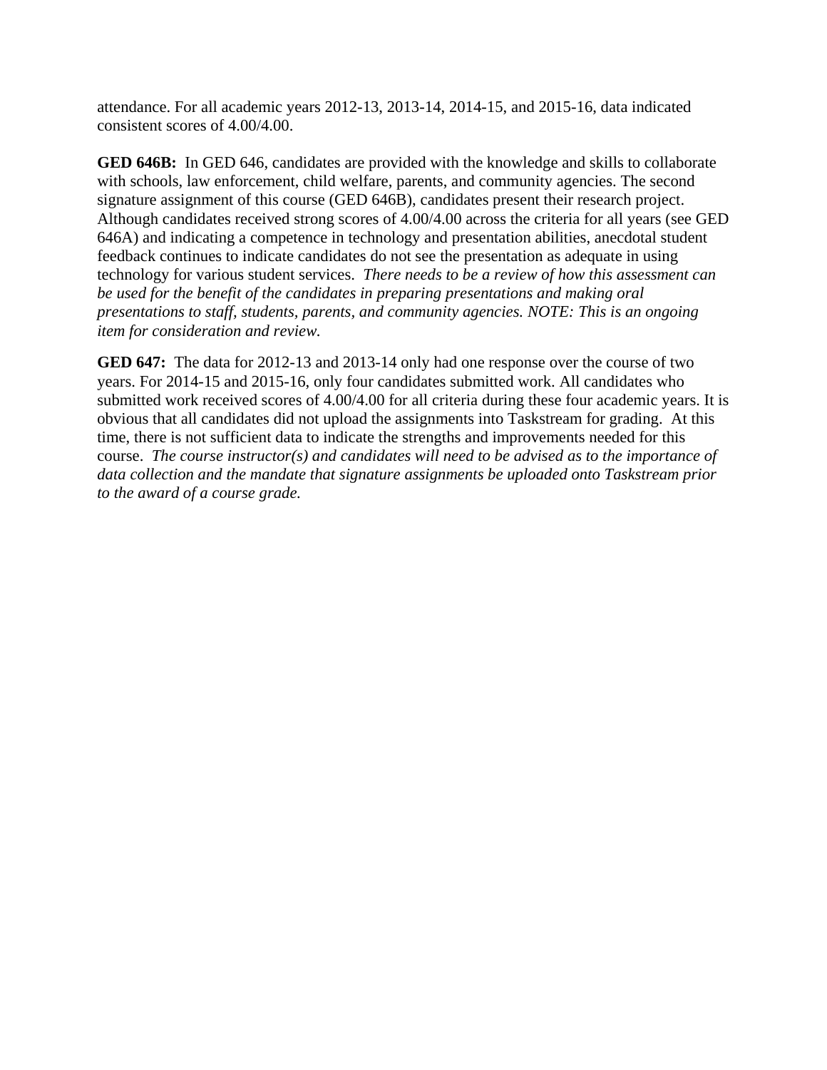attendance. For all academic years 2012-13, 2013-14, 2014-15, and 2015-16, data indicated consistent scores of 4.00/4.00.

**GED 646B:** In GED 646, candidates are provided with the knowledge and skills to collaborate with schools, law enforcement, child welfare, parents, and community agencies. The second signature assignment of this course (GED 646B), candidates present their research project. Although candidates received strong scores of 4.00/4.00 across the criteria for all years (see GED 646A) and indicating a competence in technology and presentation abilities, anecdotal student feedback continues to indicate candidates do not see the presentation as adequate in using technology for various student services. *There needs to be a review of how this assessment can be used for the benefit of the candidates in preparing presentations and making oral presentations to staff, students, parents, and community agencies. NOTE: This is an ongoing item for consideration and review.*

**GED 647:** The data for 2012-13 and 2013-14 only had one response over the course of two years. For 2014-15 and 2015-16, only four candidates submitted work. All candidates who submitted work received scores of 4.00/4.00 for all criteria during these four academic years. It is obvious that all candidates did not upload the assignments into Taskstream for grading. At this time, there is not sufficient data to indicate the strengths and improvements needed for this course. *The course instructor(s) and candidates will need to be advised as to the importance of data collection and the mandate that signature assignments be uploaded onto Taskstream prior to the award of a course grade.*